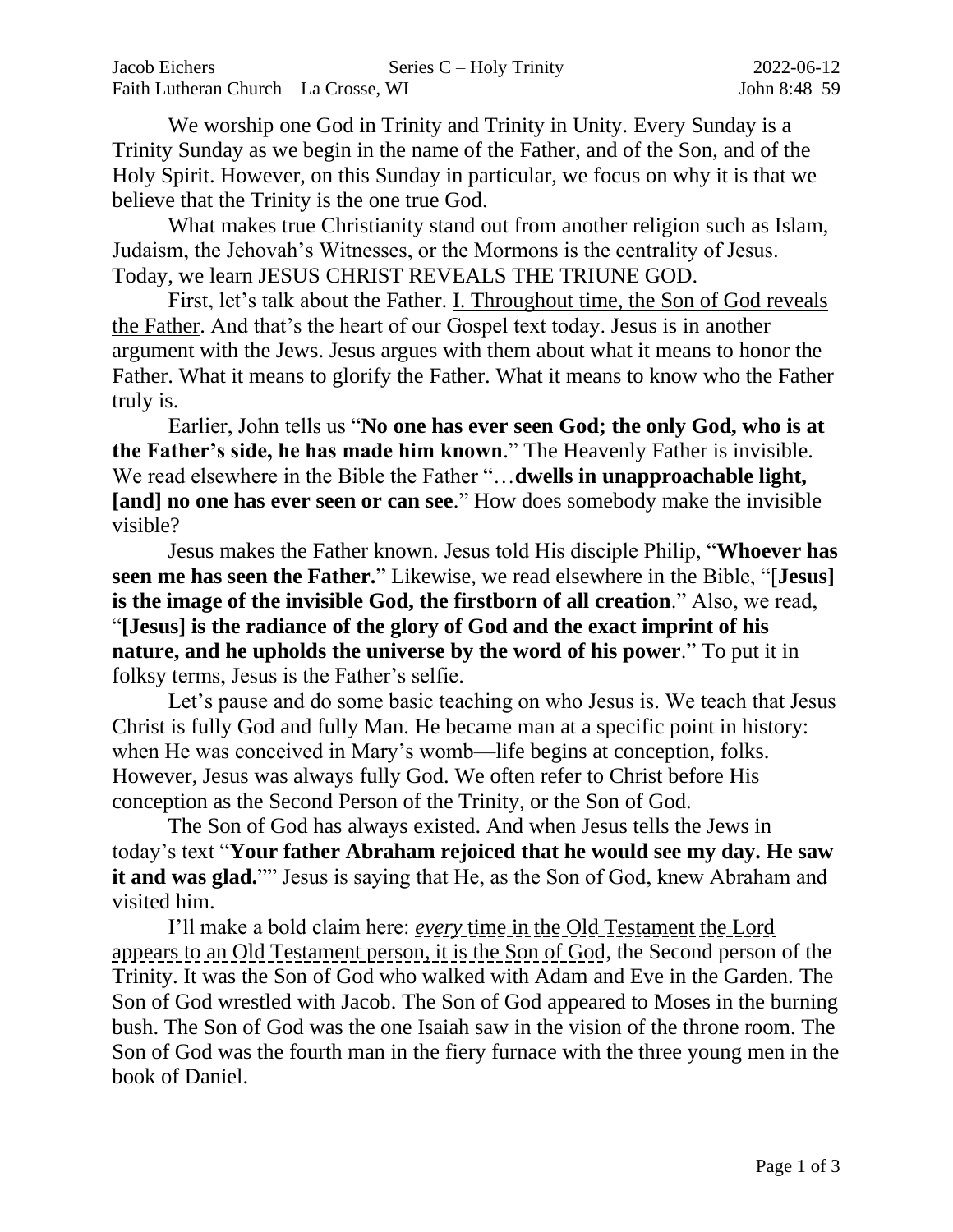Jacob Eichers — Series C – Holy Trinity — 2022-06-12
Faith Lutheran Church—La Crosse, WI — John 8:48–59

We worship one God in Trinity and Trinity in Unity. Every Sunday is a Trinity Sunday as we begin in the name of the Father, and of the Son, and of the Holy Spirit. However, on this Sunday in particular, we focus on why it is that we believe that the Trinity is the one true God.

What makes true Christianity stand out from another religion such as Islam, Judaism, the Jehovah's Witnesses, or the Mormons is the centrality of Jesus. Today, we learn JESUS CHRIST REVEALS THE TRIUNE GOD.

First, let's talk about the Father. <u>I. Throughout time, the Son of God reveals the Father</u>. And that's the heart of our Gospel text today. Jesus is in another argument with the Jews. Jesus argues with them about what it means to honor the Father. What it means to glorify the Father. What it means to know who the Father truly is.

Earlier, John tells us "**No one has ever seen God; the only God, who is at the Father's side, he has made him known**." The Heavenly Father is invisible. We read elsewhere in the Bible the Father "…**dwells in unapproachable light, [and] no one has ever seen or can see**." How does somebody make the invisible visible?

Jesus makes the Father known. Jesus told His disciple Philip, "**Whoever has seen me has seen the Father.**" Likewise, we read elsewhere in the Bible, "[**Jesus] is the image of the invisible God, the firstborn of all creation**." Also, we read, "**[Jesus] is the radiance of the glory of God and the exact imprint of his nature, and he upholds the universe by the word of his power**." To put it in folksy terms, Jesus is the Father's selfie.

Let's pause and do some basic teaching on who Jesus is. We teach that Jesus Christ is fully God and fully Man. He became man at a specific point in history: when He was conceived in Mary's womb—life begins at conception, folks. However, Jesus was always fully God. We often refer to Christ before His conception as the Second Person of the Trinity, or the Son of God.

The Son of God has always existed. And when Jesus tells the Jews in today's text "**Your father Abraham rejoiced that he would see my day. He saw it and was glad.**"" Jesus is saying that He, as the Son of God, knew Abraham and visited him.

I'll make a bold claim here: *every* time in the Old Testament the Lord appears to an Old Testament person, it is the Son of God, the Second person of the Trinity. It was the Son of God who walked with Adam and Eve in the Garden. The Son of God wrestled with Jacob. The Son of God appeared to Moses in the burning bush. The Son of God was the one Isaiah saw in the vision of the throne room. The Son of God was the fourth man in the fiery furnace with the three young men in the book of Daniel.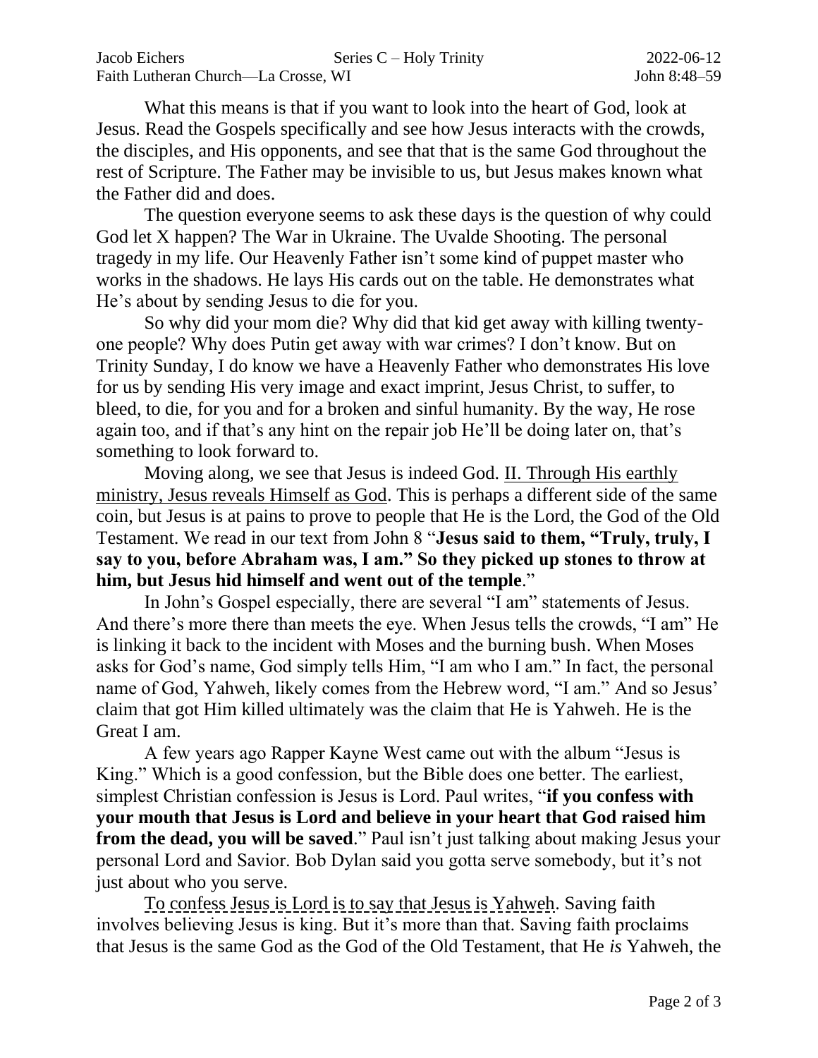What this means is that if you want to look into the heart of God, look at Jesus. Read the Gospels specifically and see how Jesus interacts with the crowds, the disciples, and His opponents, and see that that is the same God throughout the rest of Scripture. The Father may be invisible to us, but Jesus makes known what the Father did and does.

The question everyone seems to ask these days is the question of why could God let X happen? The War in Ukraine. The Uvalde Shooting. The personal tragedy in my life. Our Heavenly Father isn't some kind of puppet master who works in the shadows. He lays His cards out on the table. He demonstrates what He's about by sending Jesus to die for you.

So why did your mom die? Why did that kid get away with killing twenty-one people? Why does Putin get away with war crimes? I don't know. But on Trinity Sunday, I do know we have a Heavenly Father who demonstrates His love for us by sending His very image and exact imprint, Jesus Christ, to suffer, to bleed, to die, for you and for a broken and sinful humanity. By the way, He rose again too, and if that's any hint on the repair job He'll be doing later on, that's something to look forward to.

Moving along, we see that Jesus is indeed God. <u>II. Through His earthly ministry, Jesus reveals Himself as God</u>. This is perhaps a different side of the same coin, but Jesus is at pains to prove to people that He is the Lord, the God of the Old Testament. We read in our text from John 8 "**Jesus said to them, "Truly, truly, I say to you, before Abraham was, I am." So they picked up stones to throw at him, but Jesus hid himself and went out of the temple**."

In John's Gospel especially, there are several "I am" statements of Jesus. And there's more there than meets the eye. When Jesus tells the crowds, "I am" He is linking it back to the incident with Moses and the burning bush. When Moses asks for God's name, God simply tells Him, "I am who I am." In fact, the personal name of God, Yahweh, likely comes from the Hebrew word, "I am." And so Jesus' claim that got Him killed ultimately was the claim that He is Yahweh. He is the Great I am.

A few years ago Rapper Kayne West came out with the album "Jesus is King." Which is a good confession, but the Bible does one better. The earliest, simplest Christian confession is Jesus is Lord. Paul writes, "**if you confess with your mouth that Jesus is Lord and believe in your heart that God raised him from the dead, you will be saved**." Paul isn't just talking about making Jesus your personal Lord and Savior. Bob Dylan said you gotta serve somebody, but it's not just about who you serve.

<u>To confess Jesus is Lord is to say that Jesus is Yahweh</u>. Saving faith involves believing Jesus is king. But it's more than that. Saving faith proclaims that Jesus is the same God as the God of the Old Testament, that He *is* Yahweh, the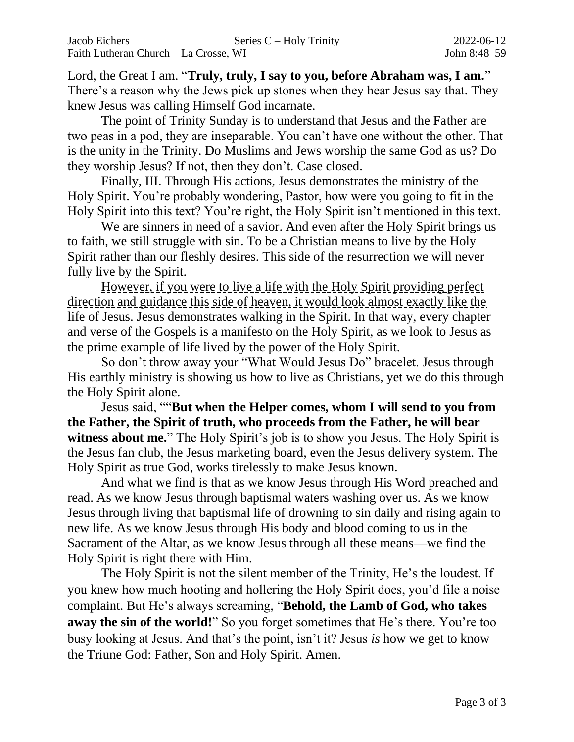Lord, the Great I am. "**Truly, truly, I say to you, before Abraham was, I am.**" There's a reason why the Jews pick up stones when they hear Jesus say that. They knew Jesus was calling Himself God incarnate.

The point of Trinity Sunday is to understand that Jesus and the Father are two peas in a pod, they are inseparable. You can't have one without the other. That is the unity in the Trinity. Do Muslims and Jews worship the same God as us? Do they worship Jesus? If not, then they don't. Case closed.

Finally, <u>III. Through His actions, Jesus demonstrates the ministry of the Holy Spirit</u>. You're probably wondering, Pastor, how were you going to fit in the Holy Spirit into this text? You're right, the Holy Spirit isn't mentioned in this text.

We are sinners in need of a savior. And even after the Holy Spirit brings us to faith, we still struggle with sin. To be a Christian means to live by the Holy Spirit rather than our fleshly desires. This side of the resurrection we will never fully live by the Spirit.

However, if you were to live a life with the Holy Spirit providing perfect direction and guidance this side of heaven, it would look almost exactly like the life of Jesus. Jesus demonstrates walking in the Spirit. In that way, every chapter and verse of the Gospels is a manifesto on the Holy Spirit, as we look to Jesus as the prime example of life lived by the power of the Holy Spirit.

So don't throw away your "What Would Jesus Do" bracelet. Jesus through His earthly ministry is showing us how to live as Christians, yet we do this through the Holy Spirit alone.

Jesus said, ""**But when the Helper comes, whom I will send to you from the Father, the Spirit of truth, who proceeds from the Father, he will bear witness about me.**" The Holy Spirit's job is to show you Jesus. The Holy Spirit is the Jesus fan club, the Jesus marketing board, even the Jesus delivery system. The Holy Spirit as true God, works tirelessly to make Jesus known.

And what we find is that as we know Jesus through His Word preached and read. As we know Jesus through baptismal waters washing over us. As we know Jesus through living that baptismal life of drowning to sin daily and rising again to new life. As we know Jesus through His body and blood coming to us in the Sacrament of the Altar, as we know Jesus through all these means—we find the Holy Spirit is right there with Him.

The Holy Spirit is not the silent member of the Trinity, He's the loudest. If you knew how much hooting and hollering the Holy Spirit does, you'd file a noise complaint. But He's always screaming, "**Behold, the Lamb of God, who takes away the sin of the world!**" So you forget sometimes that He's there. You're too busy looking at Jesus. And that's the point, isn't it? Jesus *is* how we get to know the Triune God: Father, Son and Holy Spirit. Amen.